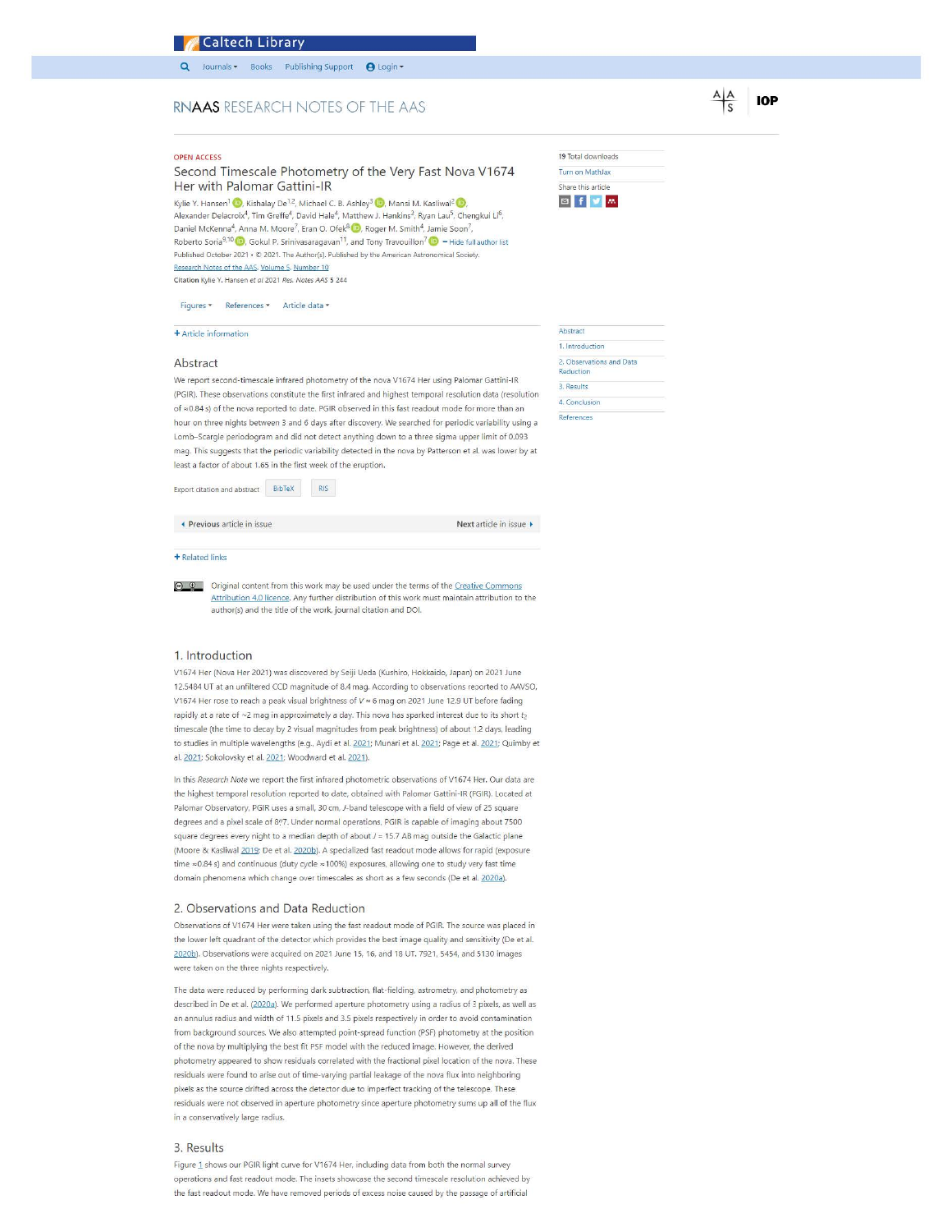# Second Timescale Photometry of the Very Fast Nova V1674 Her with Palomar Gattini-IR

OPEN ACCESS

Kylie Y. Hansen[1], Kishalay De[1,2], Michael C. B. Ashley[3], Mansi M. Kasliwal[2], Alexander Delacroix[4], Tim Greffe[4], David Hale[4], Matthew J. Hankins[2], Ryan Lau[5], Chengkui Li[6], Daniel McKenna[4], Anna M. Moore[7], Eran O. Ofek[8], Roger M. Smith[4], Jamie Soon[7], Roberto Soria[9,10], Gokul P. Srinivasaragavan[11], and Tony Travouillon[7] − Hide full author list

Published October 2021 • © 2021. The Author(s). Published by the American Astronomical Society.

Research Notes of the AAS, Volume 5, Number 10

Citation Kylie Y. Hansen et al 2021 *Res. Notes AAS* 5 244

## Abstract

We report second-timescale infrared photometry of the nova V1674 Her using Palomar Gattini-IR (PGIR). These observations constitute the first infrared and highest temporal resolution data (resolution of ≈0.84 s) of the nova reported to date. PGIR observed in this fast readout mode for more than an hour on three nights between 3 and 6 days after discovery. We searched for periodic variability using a Lomb–Scargle periodogram and did not detect anything down to a three sigma upper limit of 0.093 mag. This suggests that the periodic variability detected in the nova by Patterson et al. was lower by at least a factor of about 1.65 in the first week of the eruption.

Original content from this work may be used under the terms of the Creative Commons Attribution 4.0 licence. Any further distribution of this work must maintain attribution to the author(s) and the title of the work, journal citation and DOI.

## 1. Introduction

V1674 Her (Nova Her 2021) was discovered by Seiji Ueda (Kushiro, Hokkaido, Japan) on 2021 June 12.5484 UT at an unfiltered CCD magnitude of 8.4 mag. According to observations reported to AAVSO, V1674 Her rose to reach a peak visual brightness of $V \approx 6$ mag on 2021 June 12.9 UT before fading rapidly at a rate of ~2 mag in approximately a day. This nova has sparked interest due to its short $t_2$ timescale (the time to decay by 2 visual magnitudes from peak brightness) of about 1.2 days, leading to studies in multiple wavelengths (e.g., Aydi et al. 2021; Munari et al. 2021; Page et al. 2021; Quimby et al. 2021; Sokolovsky et al. 2021; Woodward et al. 2021).

In this *Research Note* we report the first infrared photometric observations of V1674 Her. Our data are the highest temporal resolution reported to date, obtained with Palomar Gattini-IR (PGIR). Located at Palomar Observatory, PGIR uses a small, 30 cm, *J*-band telescope with a field of view of 25 square degrees and a pixel scale of 8.″7. Under normal operations, PGIR is capable of imaging about 7500 square degrees every night to a median depth of about $J = 15.7$ AB mag outside the Galactic plane (Moore & Kasliwal 2019; De et al. 2020b). A specialized fast readout mode allows for rapid (exposure time ≈0.84 s) and continuous (duty cycle ≈100%) exposures, allowing one to study very fast time domain phenomena which change over timescales as short as a few seconds (De et al. 2020a).

## 2. Observations and Data Reduction

Observations of V1674 Her were taken using the fast readout mode of PGIR. The source was placed in the lower left quadrant of the detector which provides the best image quality and sensitivity (De et al. 2020b). Observations were acquired on 2021 June 15, 16, and 18 UT. 7921, 5454, and 5130 images were taken on the three nights respectively.

The data were reduced by performing dark subtraction, flat-fielding, astrometry, and photometry as described in De et al. (2020a). We performed aperture photometry using a radius of 3 pixels, as well as an annulus radius and width of 11.5 pixels and 3.5 pixels respectively in order to avoid contamination from background sources. We also attempted point-spread function (PSF) photometry at the position of the nova by multiplying the best fit PSF model with the reduced image. However, the derived photometry appeared to show residuals correlated with the fractional pixel location of the nova. These residuals were found to arise out of time-varying partial leakage of the nova flux into neighboring pixels as the source drifted across the detector due to imperfect tracking of the telescope. These residuals were not observed in aperture photometry since aperture photometry sums up all of the flux in a conservatively large radius.

## 3. Results

Figure 1 shows our PGIR light curve for V1674 Her, including data from both the normal survey operations and fast readout mode. The insets showcase the second timescale resolution achieved by the fast readout mode. We have removed periods of excess noise caused by the passage of artificial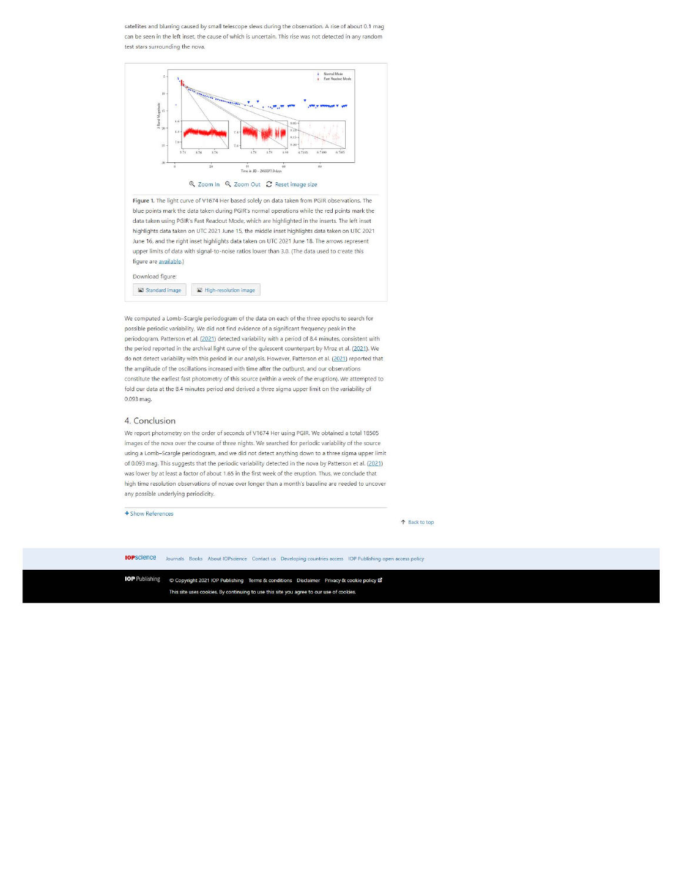satellites and blurring caused by small telescope slews during the observation. A rise of about 0.1 mag can be seen in the left inset, the cause of which is uncertain. This rise was not detected in any random test stars surrounding the nova.

Normal Mode
Fast Readout Mode
J Band Magnitude
Time in JD - 2459377.0 days

Zoom In Zoom Out Reset image size

**Figure 1.** The light curve of V1674 Her based solely on data taken from PGIR observations. The blue points mark the data taken during PGIR's normal operations while the red points mark the data taken using PGIR's Fast Readout Mode, which are highlighted in the inserts. The left inset highlights data taken on UTC 2021 June 15, the middle inset highlights data taken on UTC 2021 June 16, and the right inset highlights data taken on UTC 2021 June 18. The arrows represent upper limits of data with signal-to-noise ratios lower than 3.0. (The data used to create this figure are available.)

Download figure:

Standard image High-resolution image

We computed a Lomb–Scargle periodogram of the data on each of the three epochs to search for possible periodic variability. We did not find evidence of a significant frequency peak in the periodogram. Patterson et al. (2021) detected variability with a period of 8.4 minutes, consistent with the period reported in the archival light curve of the quiescent counterpart by Mroz et al. (2021). We do not detect variability with this period in our analysis. However, Patterson et al. (2021) reported that the amplitude of the oscillations increased with time after the outburst, and our observations constitute the earliest fast photometry of this source (within a week of the eruption). We attempted to fold our data at the 8.4 minutes period and derived a three sigma upper limit on the variability of 0.093 mag.

## 4. Conclusion

We report photometry on the order of seconds of V1674 Her using PGIR. We obtained a total 18505 images of the nova over the course of three nights. We searched for periodic variability of the source using a Lomb–Scargle periodogram, and we did not detect anything down to a three sigma upper limit of 0.093 mag. This suggests that the periodic variability detected in the nova by Patterson et al. (2021) was lower by at least a factor of about 1.65 in the first week of the eruption. Thus, we conclude that high time resolution observations of novae over longer than a month's baseline are needed to uncover any possible underlying periodicity.